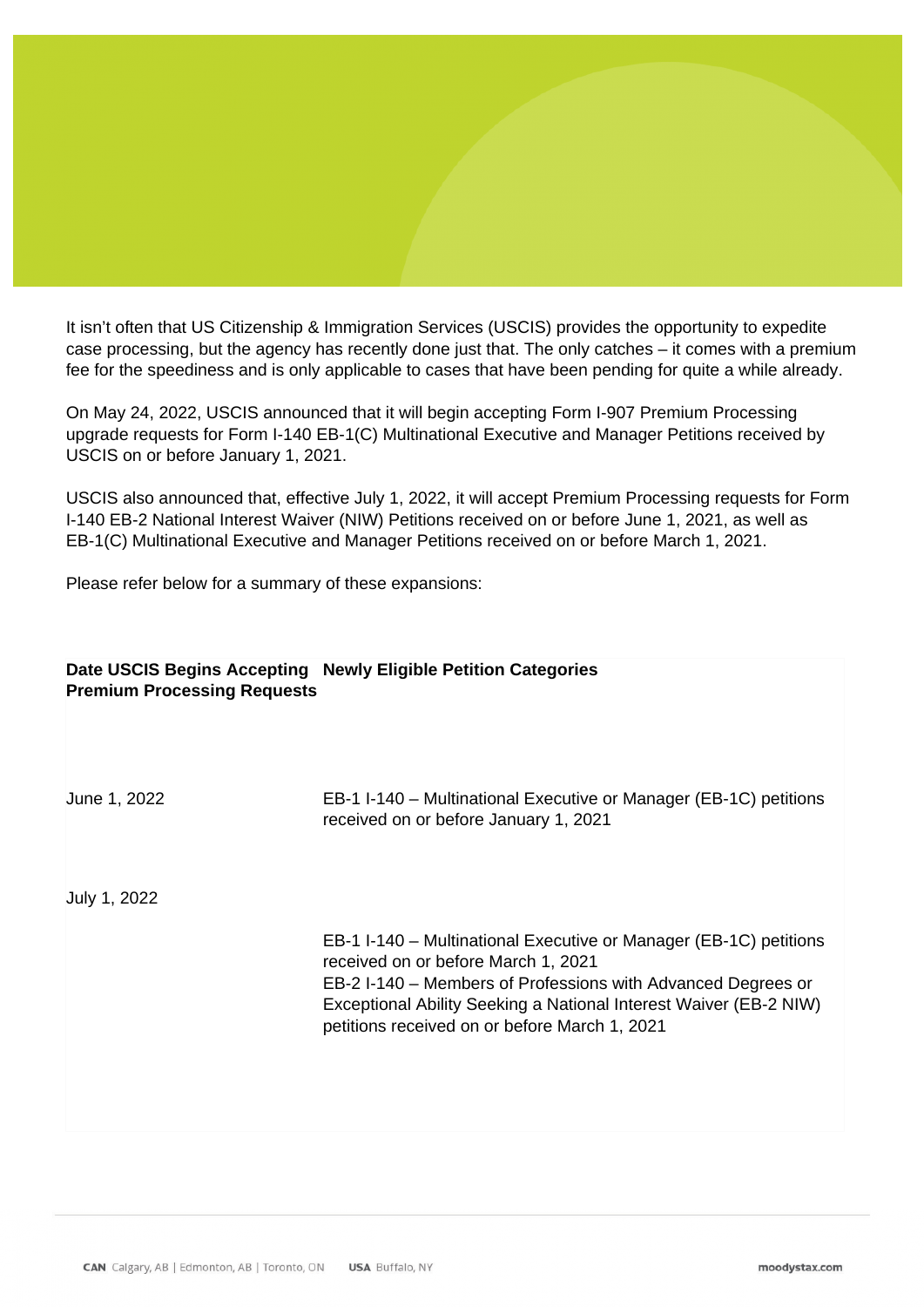It isn't often that US Citizenship & Immigration Services (USCIS) provides the opportunity to expedite case processing, but the agency has recently done just that. The only catches – it comes with a premium fee for the speediness and is only applicable to cases that have been pending for quite a while already.

On May 24, 2022, USCIS announced that it will begin accepting Form I-907 Premium Processing upgrade requests for Form I-140 EB-1(C) Multinational Executive and Manager Petitions received by USCIS on or before January 1, 2021.

USCIS also announced that, effective July 1, 2022, it will accept Premium Processing requests for Form I-140 EB-2 National Interest Waiver (NIW) Petitions received on or before June 1, 2021, as well as EB-1(C) Multinational Executive and Manager Petitions received on or before March 1, 2021.

Please refer below for a summary of these expansions:

| Date USCIS Begins Accepting Premium Processing Requests | Newly Eligible Petition Categories |
|---|---|
| June 1, 2022 | EB-1 I-140 – Multinational Executive or Manager (EB-1C) petitions received on or before January 1, 2021 |
| July 1, 2022 | EB-1 I-140 – Multinational Executive or Manager (EB-1C) petitions received on or before March 1, 2021<br>EB-2 I-140 – Members of Professions with Advanced Degrees or Exceptional Ability Seeking a National Interest Waiver (EB-2 NIW) petitions received on or before March 1, 2021 |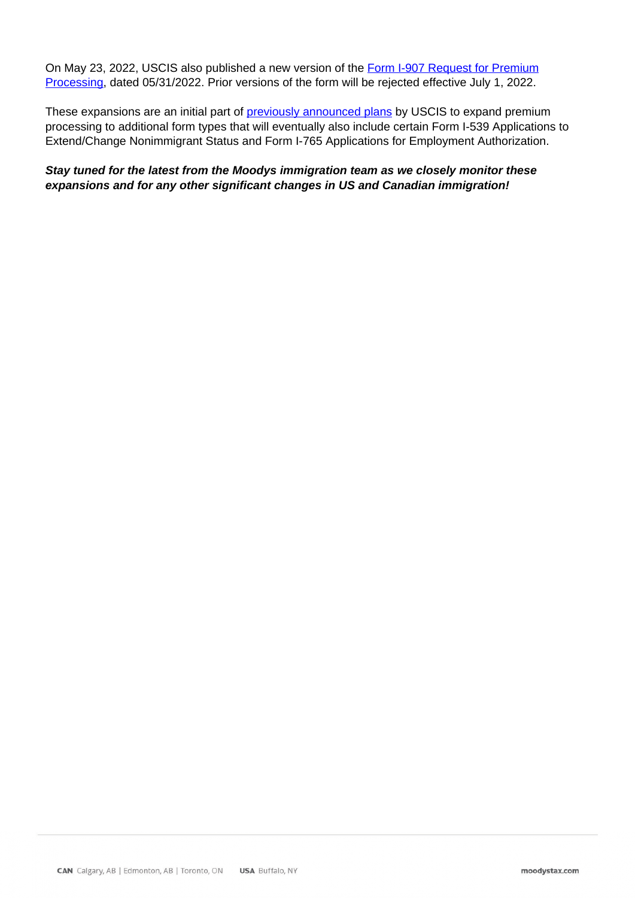On May 23, 2022, USCIS also published a new version of the [Form I-907 Request for Premium Processing], dated 05/31/2022. Prior versions of the form will be rejected effective July 1, 2022.

These expansions are an initial part of [previously announced plans] by USCIS to expand premium processing to additional form types that will eventually also include certain Form I-539 Applications to Extend/Change Nonimmigrant Status and Form I-765 Applications for Employment Authorization.

***Stay tuned for the latest from the Moodys immigration team as we closely monitor these expansions and for any other significant changes in US and Canadian immigration!***